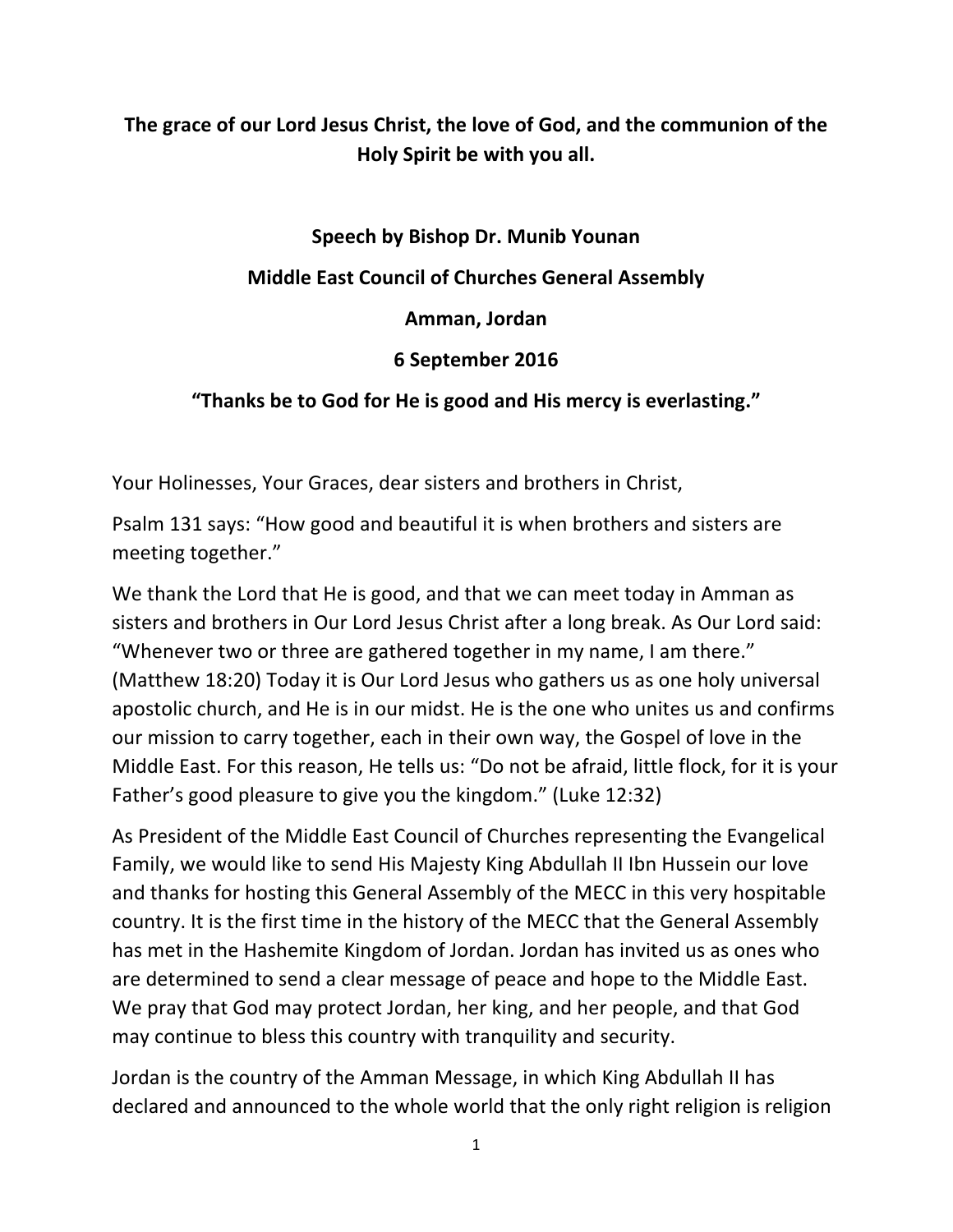**The grace of our Lord Jesus Christ, the love of God, and the communion of the Holy Spirit be with you all.**

**Speech by Bishop Dr. Munib Younan**

**Middle East Council of Churches General Assembly**

**Amman, Jordan**

**6 September 2016**

**"Thanks be to God for He is good and His mercy is everlasting."**

Your Holinesses, Your Graces, dear sisters and brothers in Christ,

Psalm 131 says: "How good and beautiful it is when brothers and sisters are meeting together."

We thank the Lord that He is good, and that we can meet today in Amman as sisters and brothers in Our Lord Jesus Christ after a long break. As Our Lord said: "Whenever two or three are gathered together in my name, I am there." (Matthew 18:20) Today it is Our Lord Jesus who gathers us as one holy universal apostolic church, and He is in our midst. He is the one who unites us and confirms our mission to carry together, each in their own way, the Gospel of love in the Middle East. For this reason, He tells us: "Do not be afraid, little flock, for it is your Father's good pleasure to give you the kingdom." (Luke 12:32)

As President of the Middle East Council of Churches representing the Evangelical Family, we would like to send His Majesty King Abdullah II Ibn Hussein our love and thanks for hosting this General Assembly of the MECC in this very hospitable country. It is the first time in the history of the MECC that the General Assembly has met in the Hashemite Kingdom of Jordan. Jordan has invited us as ones who are determined to send a clear message of peace and hope to the Middle East. We pray that God may protect Jordan, her king, and her people, and that God may continue to bless this country with tranquility and security.

Jordan is the country of the Amman Message, in which King Abdullah II has declared and announced to the whole world that the only right religion is religion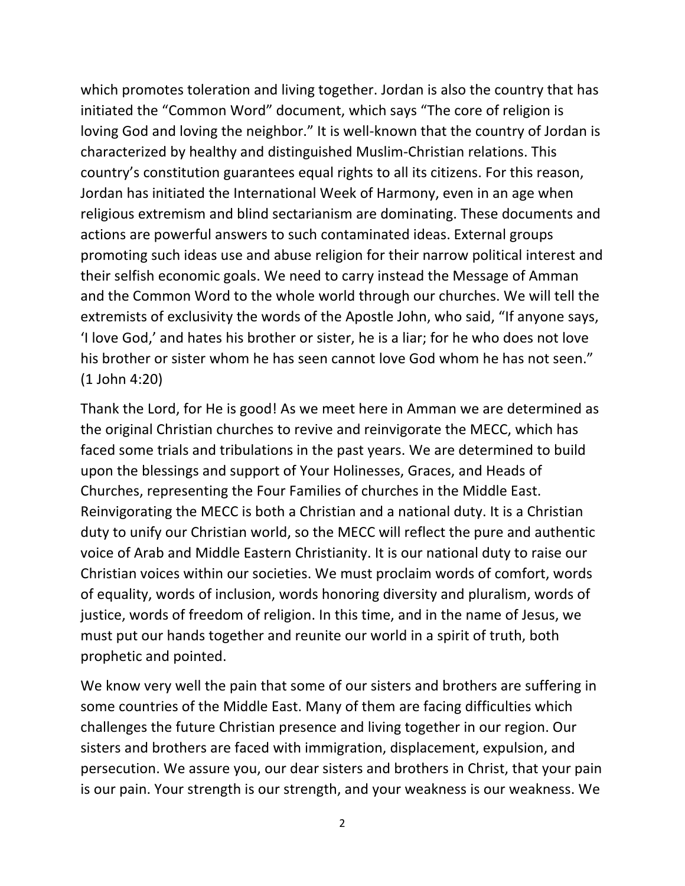which promotes toleration and living together. Jordan is also the country that has initiated the "Common Word" document, which says "The core of religion is loving God and loving the neighbor." It is well-known that the country of Jordan is characterized by healthy and distinguished Muslim-Christian relations. This country's constitution guarantees equal rights to all its citizens. For this reason, Jordan has initiated the International Week of Harmony, even in an age when religious extremism and blind sectarianism are dominating. These documents and actions are powerful answers to such contaminated ideas. External groups promoting such ideas use and abuse religion for their narrow political interest and their selfish economic goals. We need to carry instead the Message of Amman and the Common Word to the whole world through our churches. We will tell the extremists of exclusivity the words of the Apostle John, who said, "If anyone says, 'I love God,' and hates his brother or sister, he is a liar; for he who does not love his brother or sister whom he has seen cannot love God whom he has not seen." (1 John 4:20)

Thank the Lord, for He is good! As we meet here in Amman we are determined as the original Christian churches to revive and reinvigorate the MECC, which has faced some trials and tribulations in the past years. We are determined to build upon the blessings and support of Your Holinesses, Graces, and Heads of Churches, representing the Four Families of churches in the Middle East. Reinvigorating the MECC is both a Christian and a national duty. It is a Christian duty to unify our Christian world, so the MECC will reflect the pure and authentic voice of Arab and Middle Eastern Christianity. It is our national duty to raise our Christian voices within our societies. We must proclaim words of comfort, words of equality, words of inclusion, words honoring diversity and pluralism, words of justice, words of freedom of religion. In this time, and in the name of Jesus, we must put our hands together and reunite our world in a spirit of truth, both prophetic and pointed.

We know very well the pain that some of our sisters and brothers are suffering in some countries of the Middle East. Many of them are facing difficulties which challenges the future Christian presence and living together in our region. Our sisters and brothers are faced with immigration, displacement, expulsion, and persecution. We assure you, our dear sisters and brothers in Christ, that your pain is our pain. Your strength is our strength, and your weakness is our weakness. We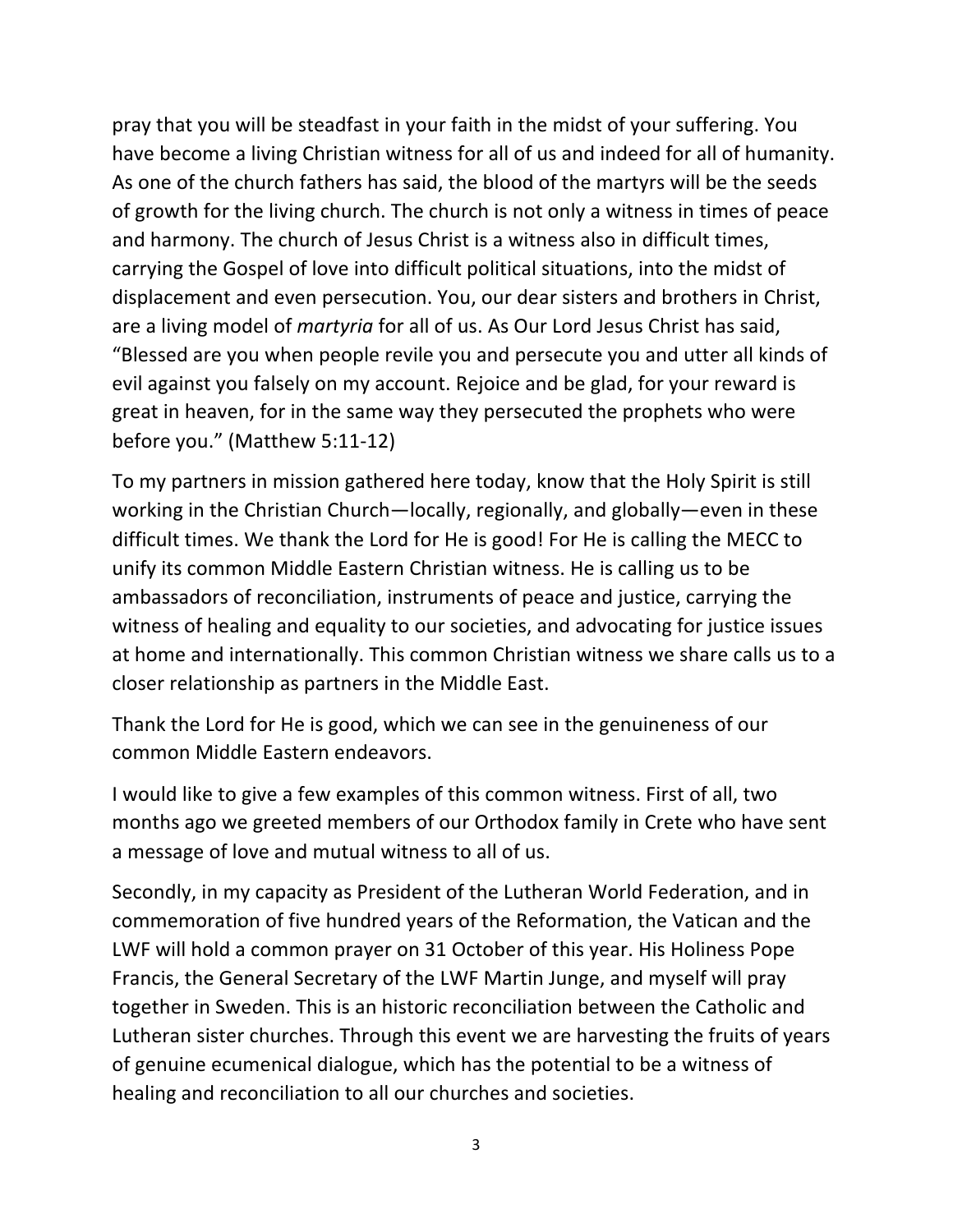pray that you will be steadfast in your faith in the midst of your suffering. You have become a living Christian witness for all of us and indeed for all of humanity. As one of the church fathers has said, the blood of the martyrs will be the seeds of growth for the living church. The church is not only a witness in times of peace and harmony. The church of Jesus Christ is a witness also in difficult times, carrying the Gospel of love into difficult political situations, into the midst of displacement and even persecution. You, our dear sisters and brothers in Christ, are a living model of *martyria* for all of us. As Our Lord Jesus Christ has said, "Blessed are you when people revile you and persecute you and utter all kinds of evil against you falsely on my account. Rejoice and be glad, for your reward is great in heaven, for in the same way they persecuted the prophets who were before you." (Matthew 5:11-12)

To my partners in mission gathered here today, know that the Holy Spirit is still working in the Christian Church—locally, regionally, and globally—even in these difficult times. We thank the Lord for He is good! For He is calling the MECC to unify its common Middle Eastern Christian witness. He is calling us to be ambassadors of reconciliation, instruments of peace and justice, carrying the witness of healing and equality to our societies, and advocating for justice issues at home and internationally. This common Christian witness we share calls us to a closer relationship as partners in the Middle East.

Thank the Lord for He is good, which we can see in the genuineness of our common Middle Eastern endeavors.

I would like to give a few examples of this common witness. First of all, two months ago we greeted members of our Orthodox family in Crete who have sent a message of love and mutual witness to all of us.

Secondly, in my capacity as President of the Lutheran World Federation, and in commemoration of five hundred years of the Reformation, the Vatican and the LWF will hold a common prayer on 31 October of this year. His Holiness Pope Francis, the General Secretary of the LWF Martin Junge, and myself will pray together in Sweden. This is an historic reconciliation between the Catholic and Lutheran sister churches. Through this event we are harvesting the fruits of years of genuine ecumenical dialogue, which has the potential to be a witness of healing and reconciliation to all our churches and societies.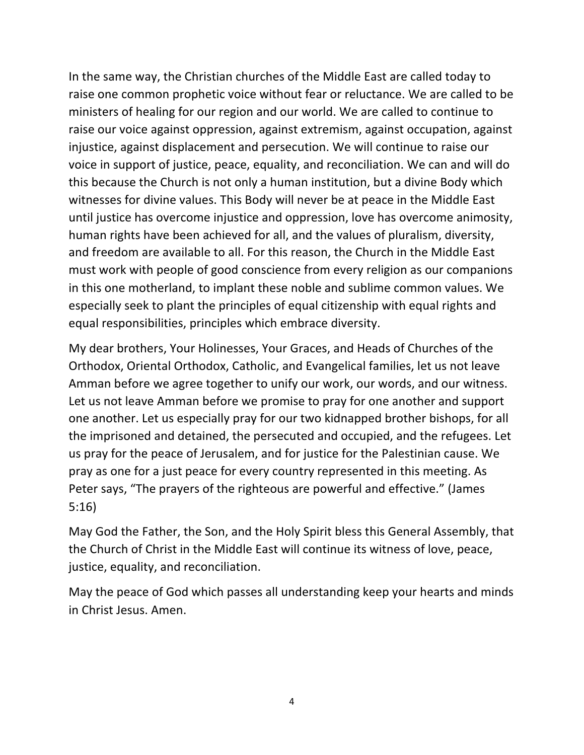In the same way, the Christian churches of the Middle East are called today to raise one common prophetic voice without fear or reluctance. We are called to be ministers of healing for our region and our world. We are called to continue to raise our voice against oppression, against extremism, against occupation, against injustice, against displacement and persecution. We will continue to raise our voice in support of justice, peace, equality, and reconciliation. We can and will do this because the Church is not only a human institution, but a divine Body which witnesses for divine values. This Body will never be at peace in the Middle East until justice has overcome injustice and oppression, love has overcome animosity, human rights have been achieved for all, and the values of pluralism, diversity, and freedom are available to all. For this reason, the Church in the Middle East must work with people of good conscience from every religion as our companions in this one motherland, to implant these noble and sublime common values. We especially seek to plant the principles of equal citizenship with equal rights and equal responsibilities, principles which embrace diversity.

My dear brothers, Your Holinesses, Your Graces, and Heads of Churches of the Orthodox, Oriental Orthodox, Catholic, and Evangelical families, let us not leave Amman before we agree together to unify our work, our words, and our witness. Let us not leave Amman before we promise to pray for one another and support one another. Let us especially pray for our two kidnapped brother bishops, for all the imprisoned and detained, the persecuted and occupied, and the refugees. Let us pray for the peace of Jerusalem, and for justice for the Palestinian cause. We pray as one for a just peace for every country represented in this meeting. As Peter says, "The prayers of the righteous are powerful and effective." (James 5:16)

May God the Father, the Son, and the Holy Spirit bless this General Assembly, that the Church of Christ in the Middle East will continue its witness of love, peace, justice, equality, and reconciliation.

May the peace of God which passes all understanding keep your hearts and minds in Christ Jesus. Amen.